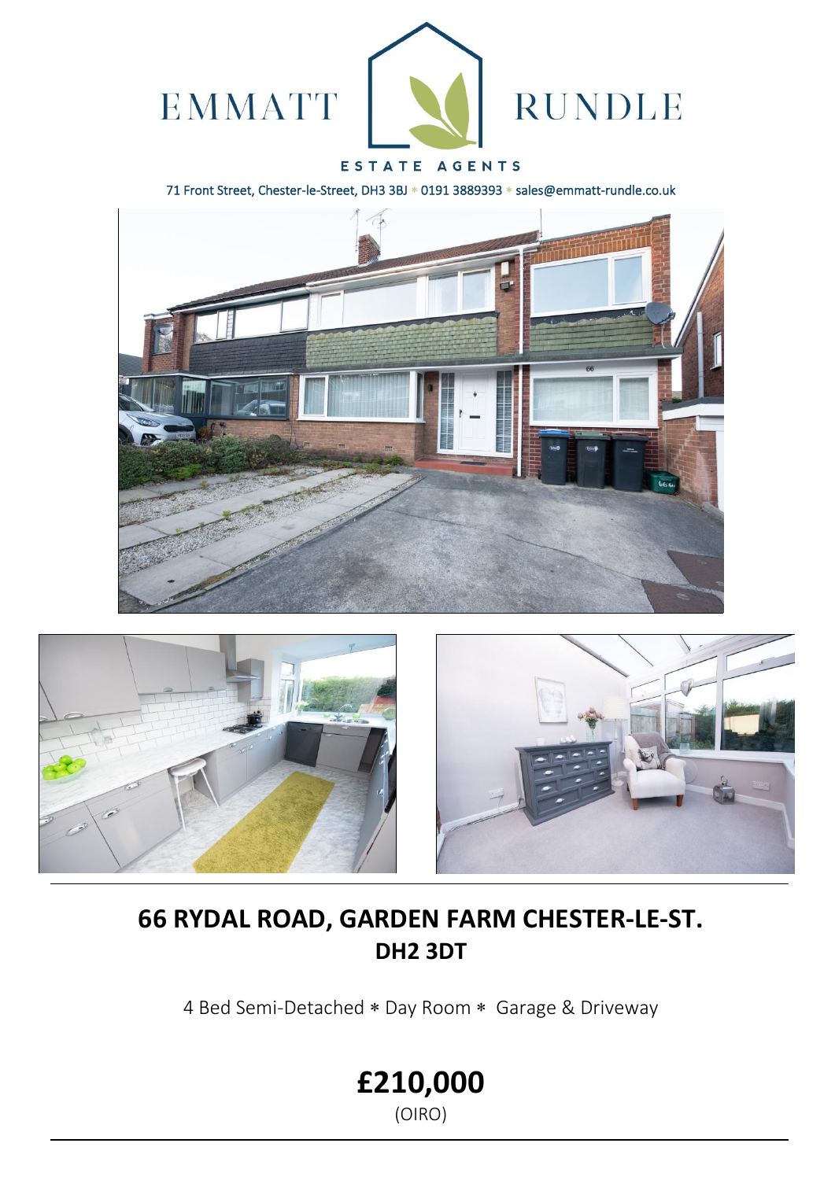EMMATT RUNDLE

ESTATE AGENTS

71 Front Street, Chester-le-Street, DH3 3BJ * 0191 3889393 * sales@emmatt-rundle.co.uk

# 66 RYDAL ROAD, GARDEN FARM CHESTER-LE-ST.
## DH2 3DT

4 Bed Semi-Detached * Day Room * Garage & Driveway

# £210,000
(OIRO)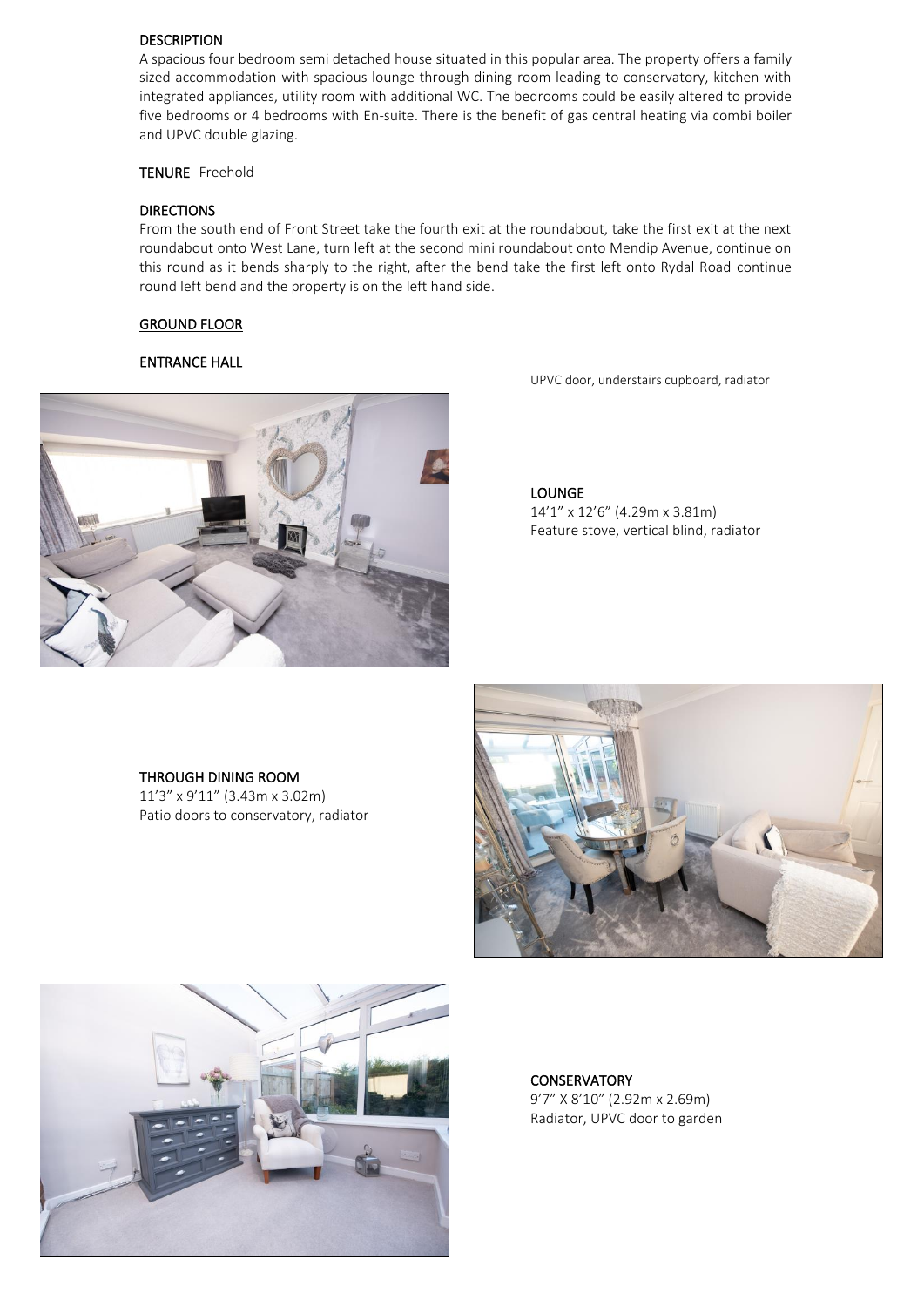## DESCRIPTION

A spacious four bedroom semi detached house situated in this popular area. The property offers a family sized accommodation with spacious lounge through dining room leading to conservatory, kitchen with integrated appliances, utility room with additional WC. The bedrooms could be easily altered to provide five bedrooms or 4 bedrooms with En-suite. There is the benefit of gas central heating via combi boiler and UPVC double glazing.

**TENURE** Freehold

## DIRECTIONS

From the south end of Front Street take the fourth exit at the roundabout, take the first exit at the next roundabout onto West Lane, turn left at the second mini roundabout onto Mendip Avenue, continue on this round as it bends sharply to the right, after the bend take the first left onto Rydal Road continue round left bend and the property is on the left hand side.

## GROUND FLOOR

### ENTRANCE HALL

UPVC door, understairs cupboard, radiator

### LOUNGE

14'1" x 12'6" (4.29m x 3.81m)
Feature stove, vertical blind, radiator

### THROUGH DINING ROOM

11'3" x 9'11" (3.43m x 3.02m)
Patio doors to conservatory, radiator

### CONSERVATORY

9'7" X 8'10" (2.92m x 2.69m)
Radiator, UPVC door to garden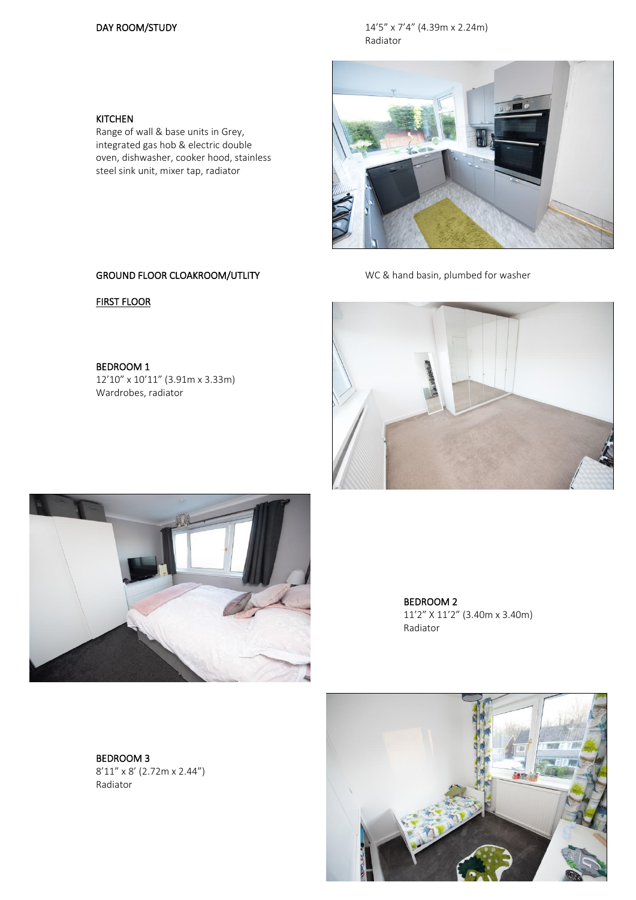DAY ROOM/STUDY

14’5” x 7’4” (4.39m x 2.24m)
Radiator

KITCHEN

Range of wall & base units in Grey, integrated gas hob & electric double oven, dishwasher, cooker hood, stainless steel sink unit, mixer tap, radiator

GROUND FLOOR CLOAKROOM/UTLITY

WC & hand basin, plumbed for washer

## FIRST FLOOR

BEDROOM 1

12’10” x 10’11” (3.91m x 3.33m)
Wardrobes, radiator

BEDROOM 2

11’2” X 11’2” (3.40m x 3.40m)
Radiator

BEDROOM 3

8’11” x 8’ (2.72m x 2.44”)
Radiator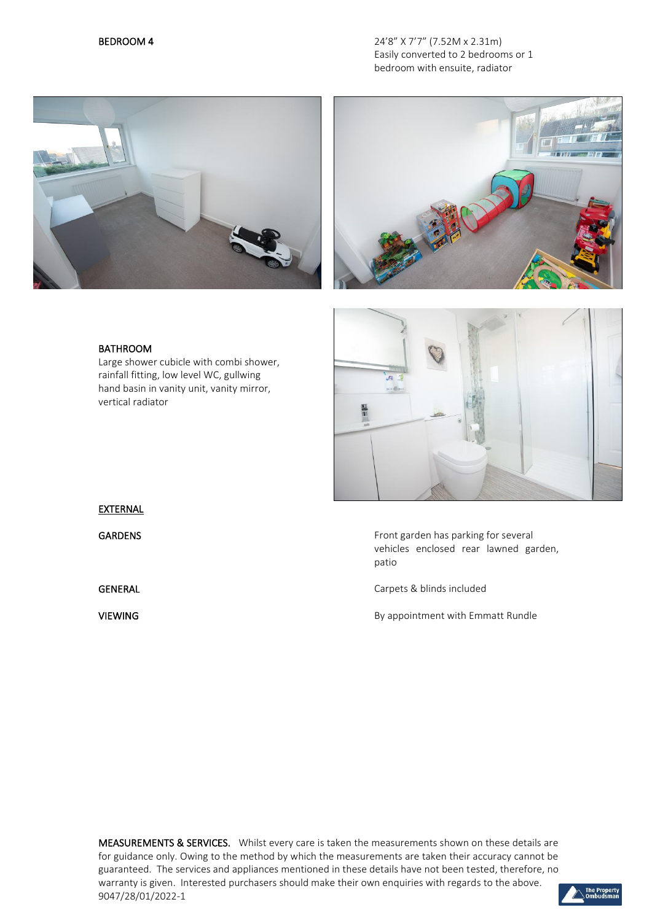**BEDROOM 4**

24'8" X 7'7" (7.52M x 2.31m)
Easily converted to 2 bedrooms or 1 bedroom with ensuite, radiator

**BATHROOM**

Large shower cubicle with combi shower, rainfall fitting, low level WC, gullwing hand basin in vanity unit, vanity mirror, vertical radiator

**EXTERNAL**

**GARDENS**

Front garden has parking for several vehicles enclosed rear lawned garden, patio

**GENERAL**

Carpets & blinds included

**VIEWING**

By appointment with Emmatt Rundle

**MEASUREMENTS & SERVICES.** Whilst every care is taken the measurements shown on these details are for guidance only. Owing to the method by which the measurements are taken their accuracy cannot be guaranteed. The services and appliances mentioned in these details have not been tested, therefore, no warranty is given. Interested purchasers should make their own enquiries with regards to the above.
9047/28/01/2022-1

The Property Ombudsman